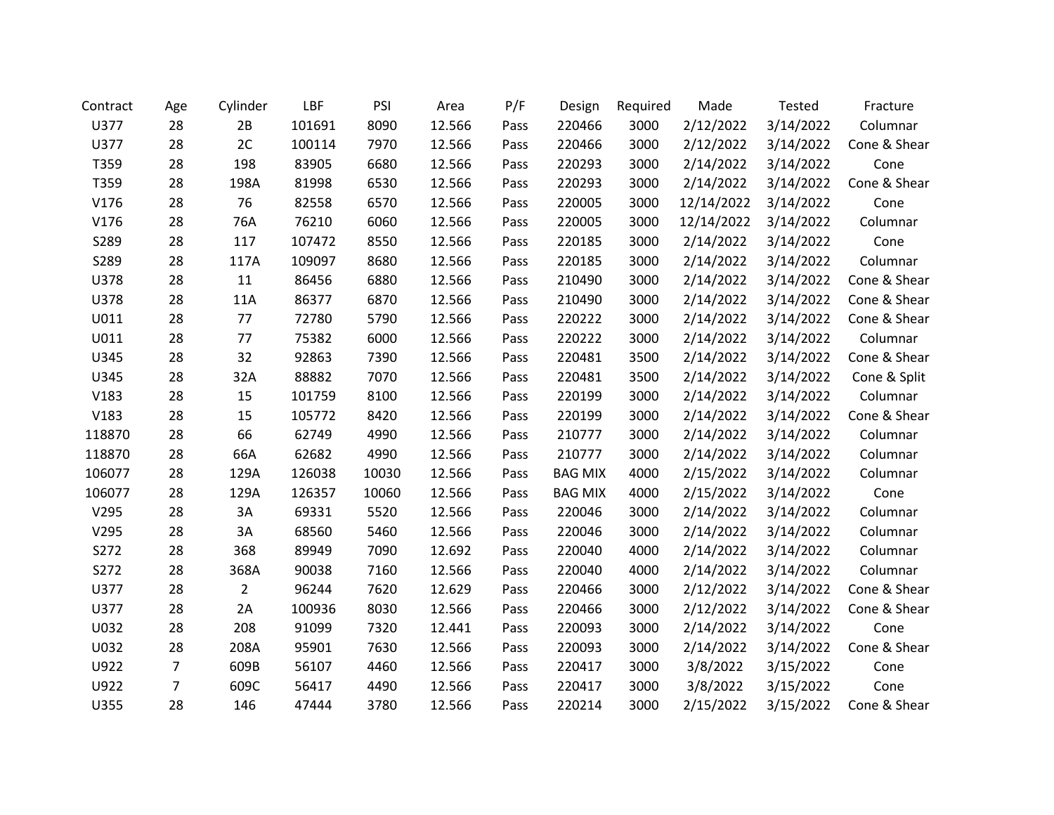| Contract | Age | Cylinder | LBF | PSI | Area | P/F | Design | Required | Made | Tested | Fracture |
|---|---|---|---|---|---|---|---|---|---|---|---|
| U377 | 28 | 2B | 101691 | 8090 | 12.566 | Pass | 220466 | 3000 | 2/12/2022 | 3/14/2022 | Columnar |
| U377 | 28 | 2C | 100114 | 7970 | 12.566 | Pass | 220466 | 3000 | 2/12/2022 | 3/14/2022 | Cone & Shear |
| T359 | 28 | 198 | 83905 | 6680 | 12.566 | Pass | 220293 | 3000 | 2/14/2022 | 3/14/2022 | Cone |
| T359 | 28 | 198A | 81998 | 6530 | 12.566 | Pass | 220293 | 3000 | 2/14/2022 | 3/14/2022 | Cone & Shear |
| V176 | 28 | 76 | 82558 | 6570 | 12.566 | Pass | 220005 | 3000 | 12/14/2022 | 3/14/2022 | Cone |
| V176 | 28 | 76A | 76210 | 6060 | 12.566 | Pass | 220005 | 3000 | 12/14/2022 | 3/14/2022 | Columnar |
| S289 | 28 | 117 | 107472 | 8550 | 12.566 | Pass | 220185 | 3000 | 2/14/2022 | 3/14/2022 | Cone |
| S289 | 28 | 117A | 109097 | 8680 | 12.566 | Pass | 220185 | 3000 | 2/14/2022 | 3/14/2022 | Columnar |
| U378 | 28 | 11 | 86456 | 6880 | 12.566 | Pass | 210490 | 3000 | 2/14/2022 | 3/14/2022 | Cone & Shear |
| U378 | 28 | 11A | 86377 | 6870 | 12.566 | Pass | 210490 | 3000 | 2/14/2022 | 3/14/2022 | Cone & Shear |
| U011 | 28 | 77 | 72780 | 5790 | 12.566 | Pass | 220222 | 3000 | 2/14/2022 | 3/14/2022 | Cone & Shear |
| U011 | 28 | 77 | 75382 | 6000 | 12.566 | Pass | 220222 | 3000 | 2/14/2022 | 3/14/2022 | Columnar |
| U345 | 28 | 32 | 92863 | 7390 | 12.566 | Pass | 220481 | 3500 | 2/14/2022 | 3/14/2022 | Cone & Shear |
| U345 | 28 | 32A | 88882 | 7070 | 12.566 | Pass | 220481 | 3500 | 2/14/2022 | 3/14/2022 | Cone & Split |
| V183 | 28 | 15 | 101759 | 8100 | 12.566 | Pass | 220199 | 3000 | 2/14/2022 | 3/14/2022 | Columnar |
| V183 | 28 | 15 | 105772 | 8420 | 12.566 | Pass | 220199 | 3000 | 2/14/2022 | 3/14/2022 | Cone & Shear |
| 118870 | 28 | 66 | 62749 | 4990 | 12.566 | Pass | 210777 | 3000 | 2/14/2022 | 3/14/2022 | Columnar |
| 118870 | 28 | 66A | 62682 | 4990 | 12.566 | Pass | 210777 | 3000 | 2/14/2022 | 3/14/2022 | Columnar |
| 106077 | 28 | 129A | 126038 | 10030 | 12.566 | Pass | BAG MIX | 4000 | 2/15/2022 | 3/14/2022 | Columnar |
| 106077 | 28 | 129A | 126357 | 10060 | 12.566 | Pass | BAG MIX | 4000 | 2/15/2022 | 3/14/2022 | Cone |
| V295 | 28 | 3A | 69331 | 5520 | 12.566 | Pass | 220046 | 3000 | 2/14/2022 | 3/14/2022 | Columnar |
| V295 | 28 | 3A | 68560 | 5460 | 12.566 | Pass | 220046 | 3000 | 2/14/2022 | 3/14/2022 | Columnar |
| S272 | 28 | 368 | 89949 | 7090 | 12.692 | Pass | 220040 | 4000 | 2/14/2022 | 3/14/2022 | Columnar |
| S272 | 28 | 368A | 90038 | 7160 | 12.566 | Pass | 220040 | 4000 | 2/14/2022 | 3/14/2022 | Columnar |
| U377 | 28 | 2 | 96244 | 7620 | 12.629 | Pass | 220466 | 3000 | 2/12/2022 | 3/14/2022 | Cone & Shear |
| U377 | 28 | 2A | 100936 | 8030 | 12.566 | Pass | 220466 | 3000 | 2/12/2022 | 3/14/2022 | Cone & Shear |
| U032 | 28 | 208 | 91099 | 7320 | 12.441 | Pass | 220093 | 3000 | 2/14/2022 | 3/14/2022 | Cone |
| U032 | 28 | 208A | 95901 | 7630 | 12.566 | Pass | 220093 | 3000 | 2/14/2022 | 3/14/2022 | Cone & Shear |
| U922 | 7 | 609B | 56107 | 4460 | 12.566 | Pass | 220417 | 3000 | 3/8/2022 | 3/15/2022 | Cone |
| U922 | 7 | 609C | 56417 | 4490 | 12.566 | Pass | 220417 | 3000 | 3/8/2022 | 3/15/2022 | Cone |
| U355 | 28 | 146 | 47444 | 3780 | 12.566 | Pass | 220214 | 3000 | 2/15/2022 | 3/15/2022 | Cone & Shear |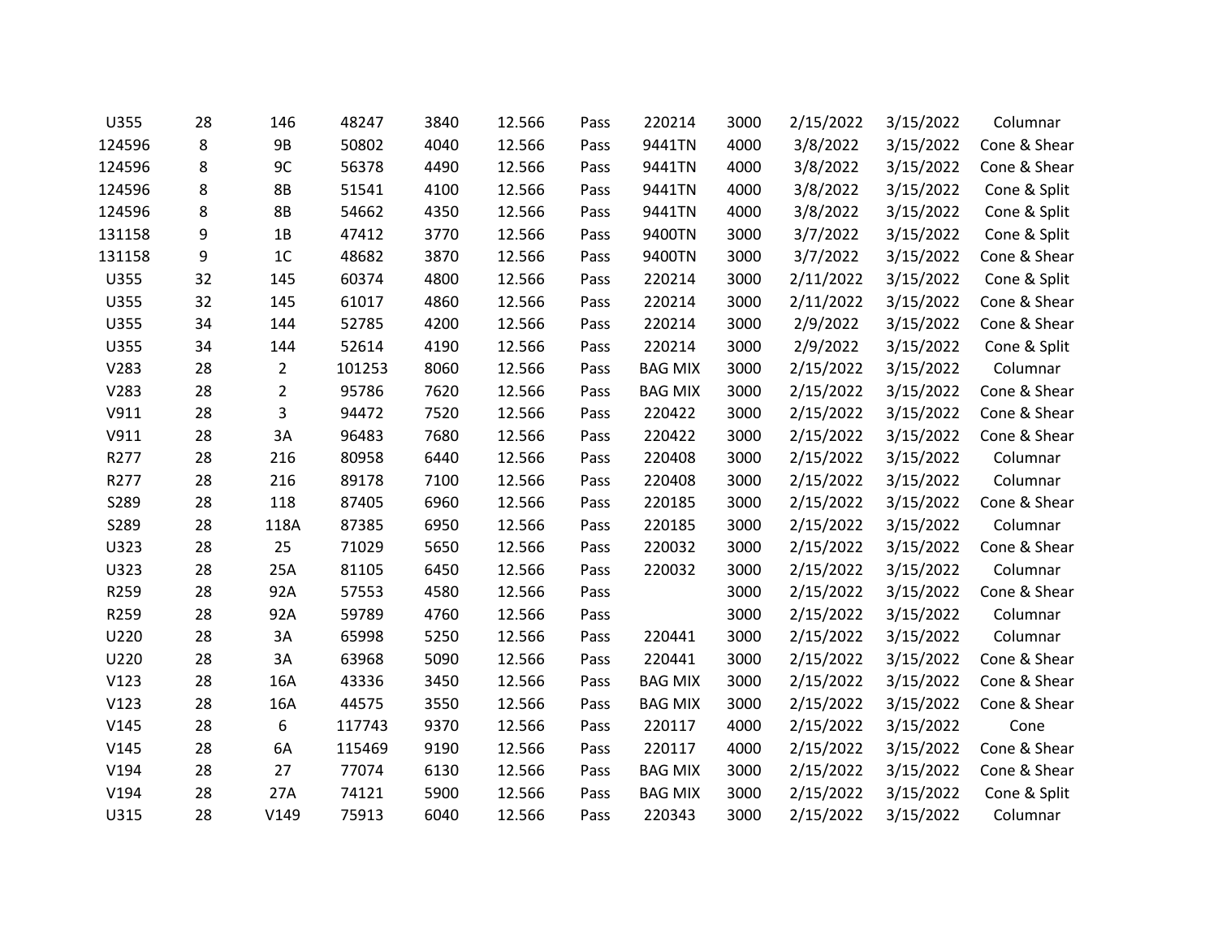| | | | | | | | | | | | |
|---|---|---|---|---|---|---|---|---|---|---|---|
| U355 | 28 | 146 | 48247 | 3840 | 12.566 | Pass | 220214 | 3000 | 2/15/2022 | 3/15/2022 | Columnar |
| 124596 | 8 | 9B | 50802 | 4040 | 12.566 | Pass | 9441TN | 4000 | 3/8/2022 | 3/15/2022 | Cone & Shear |
| 124596 | 8 | 9C | 56378 | 4490 | 12.566 | Pass | 9441TN | 4000 | 3/8/2022 | 3/15/2022 | Cone & Shear |
| 124596 | 8 | 8B | 51541 | 4100 | 12.566 | Pass | 9441TN | 4000 | 3/8/2022 | 3/15/2022 | Cone & Split |
| 124596 | 8 | 8B | 54662 | 4350 | 12.566 | Pass | 9441TN | 4000 | 3/8/2022 | 3/15/2022 | Cone & Split |
| 131158 | 9 | 1B | 47412 | 3770 | 12.566 | Pass | 9400TN | 3000 | 3/7/2022 | 3/15/2022 | Cone & Split |
| 131158 | 9 | 1C | 48682 | 3870 | 12.566 | Pass | 9400TN | 3000 | 3/7/2022 | 3/15/2022 | Cone & Shear |
| U355 | 32 | 145 | 60374 | 4800 | 12.566 | Pass | 220214 | 3000 | 2/11/2022 | 3/15/2022 | Cone & Split |
| U355 | 32 | 145 | 61017 | 4860 | 12.566 | Pass | 220214 | 3000 | 2/11/2022 | 3/15/2022 | Cone & Shear |
| U355 | 34 | 144 | 52785 | 4200 | 12.566 | Pass | 220214 | 3000 | 2/9/2022 | 3/15/2022 | Cone & Shear |
| U355 | 34 | 144 | 52614 | 4190 | 12.566 | Pass | 220214 | 3000 | 2/9/2022 | 3/15/2022 | Cone & Split |
| V283 | 28 | 2 | 101253 | 8060 | 12.566 | Pass | BAG MIX | 3000 | 2/15/2022 | 3/15/2022 | Columnar |
| V283 | 28 | 2 | 95786 | 7620 | 12.566 | Pass | BAG MIX | 3000 | 2/15/2022 | 3/15/2022 | Cone & Shear |
| V911 | 28 | 3 | 94472 | 7520 | 12.566 | Pass | 220422 | 3000 | 2/15/2022 | 3/15/2022 | Cone & Shear |
| V911 | 28 | 3A | 96483 | 7680 | 12.566 | Pass | 220422 | 3000 | 2/15/2022 | 3/15/2022 | Cone & Shear |
| R277 | 28 | 216 | 80958 | 6440 | 12.566 | Pass | 220408 | 3000 | 2/15/2022 | 3/15/2022 | Columnar |
| R277 | 28 | 216 | 89178 | 7100 | 12.566 | Pass | 220408 | 3000 | 2/15/2022 | 3/15/2022 | Columnar |
| S289 | 28 | 118 | 87405 | 6960 | 12.566 | Pass | 220185 | 3000 | 2/15/2022 | 3/15/2022 | Cone & Shear |
| S289 | 28 | 118A | 87385 | 6950 | 12.566 | Pass | 220185 | 3000 | 2/15/2022 | 3/15/2022 | Columnar |
| U323 | 28 | 25 | 71029 | 5650 | 12.566 | Pass | 220032 | 3000 | 2/15/2022 | 3/15/2022 | Cone & Shear |
| U323 | 28 | 25A | 81105 | 6450 | 12.566 | Pass | 220032 | 3000 | 2/15/2022 | 3/15/2022 | Columnar |
| R259 | 28 | 92A | 57553 | 4580 | 12.566 | Pass | | 3000 | 2/15/2022 | 3/15/2022 | Cone & Shear |
| R259 | 28 | 92A | 59789 | 4760 | 12.566 | Pass | | 3000 | 2/15/2022 | 3/15/2022 | Columnar |
| U220 | 28 | 3A | 65998 | 5250 | 12.566 | Pass | 220441 | 3000 | 2/15/2022 | 3/15/2022 | Columnar |
| U220 | 28 | 3A | 63968 | 5090 | 12.566 | Pass | 220441 | 3000 | 2/15/2022 | 3/15/2022 | Cone & Shear |
| V123 | 28 | 16A | 43336 | 3450 | 12.566 | Pass | BAG MIX | 3000 | 2/15/2022 | 3/15/2022 | Cone & Shear |
| V123 | 28 | 16A | 44575 | 3550 | 12.566 | Pass | BAG MIX | 3000 | 2/15/2022 | 3/15/2022 | Cone & Shear |
| V145 | 28 | 6 | 117743 | 9370 | 12.566 | Pass | 220117 | 4000 | 2/15/2022 | 3/15/2022 | Cone |
| V145 | 28 | 6A | 115469 | 9190 | 12.566 | Pass | 220117 | 4000 | 2/15/2022 | 3/15/2022 | Cone & Shear |
| V194 | 28 | 27 | 77074 | 6130 | 12.566 | Pass | BAG MIX | 3000 | 2/15/2022 | 3/15/2022 | Cone & Shear |
| V194 | 28 | 27A | 74121 | 5900 | 12.566 | Pass | BAG MIX | 3000 | 2/15/2022 | 3/15/2022 | Cone & Split |
| U315 | 28 | V149 | 75913 | 6040 | 12.566 | Pass | 220343 | 3000 | 2/15/2022 | 3/15/2022 | Columnar |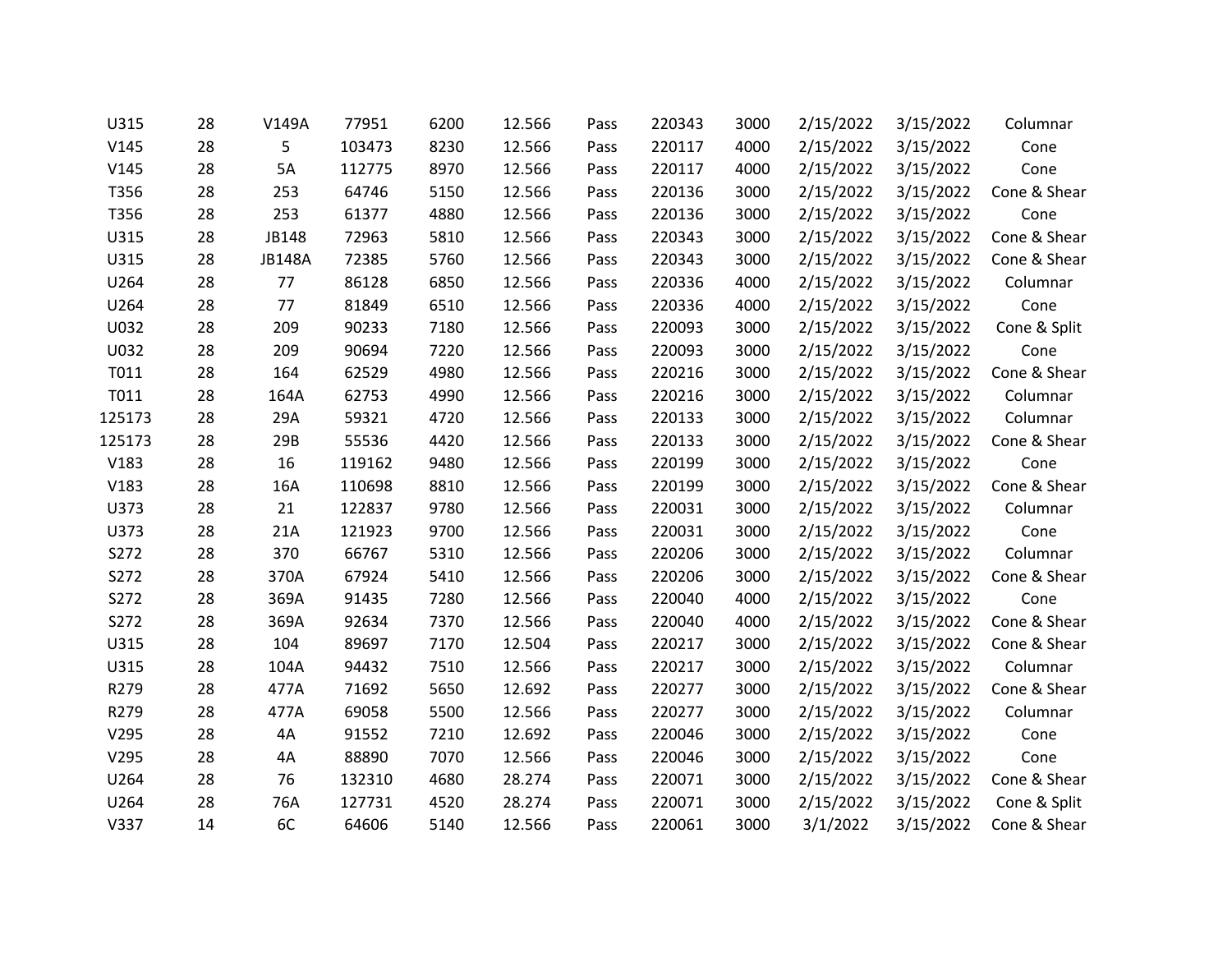| | | | | | | | | | | | |
|---|---|---|---|---|---|---|---|---|---|---|---|
| U315 | 28 | V149A | 77951 | 6200 | 12.566 | Pass | 220343 | 3000 | 2/15/2022 | 3/15/2022 | Columnar |
| V145 | 28 | 5 | 103473 | 8230 | 12.566 | Pass | 220117 | 4000 | 2/15/2022 | 3/15/2022 | Cone |
| V145 | 28 | 5A | 112775 | 8970 | 12.566 | Pass | 220117 | 4000 | 2/15/2022 | 3/15/2022 | Cone |
| T356 | 28 | 253 | 64746 | 5150 | 12.566 | Pass | 220136 | 3000 | 2/15/2022 | 3/15/2022 | Cone & Shear |
| T356 | 28 | 253 | 61377 | 4880 | 12.566 | Pass | 220136 | 3000 | 2/15/2022 | 3/15/2022 | Cone |
| U315 | 28 | JB148 | 72963 | 5810 | 12.566 | Pass | 220343 | 3000 | 2/15/2022 | 3/15/2022 | Cone & Shear |
| U315 | 28 | JB148A | 72385 | 5760 | 12.566 | Pass | 220343 | 3000 | 2/15/2022 | 3/15/2022 | Cone & Shear |
| U264 | 28 | 77 | 86128 | 6850 | 12.566 | Pass | 220336 | 4000 | 2/15/2022 | 3/15/2022 | Columnar |
| U264 | 28 | 77 | 81849 | 6510 | 12.566 | Pass | 220336 | 4000 | 2/15/2022 | 3/15/2022 | Cone |
| U032 | 28 | 209 | 90233 | 7180 | 12.566 | Pass | 220093 | 3000 | 2/15/2022 | 3/15/2022 | Cone & Split |
| U032 | 28 | 209 | 90694 | 7220 | 12.566 | Pass | 220093 | 3000 | 2/15/2022 | 3/15/2022 | Cone |
| T011 | 28 | 164 | 62529 | 4980 | 12.566 | Pass | 220216 | 3000 | 2/15/2022 | 3/15/2022 | Cone & Shear |
| T011 | 28 | 164A | 62753 | 4990 | 12.566 | Pass | 220216 | 3000 | 2/15/2022 | 3/15/2022 | Columnar |
| 125173 | 28 | 29A | 59321 | 4720 | 12.566 | Pass | 220133 | 3000 | 2/15/2022 | 3/15/2022 | Columnar |
| 125173 | 28 | 29B | 55536 | 4420 | 12.566 | Pass | 220133 | 3000 | 2/15/2022 | 3/15/2022 | Cone & Shear |
| V183 | 28 | 16 | 119162 | 9480 | 12.566 | Pass | 220199 | 3000 | 2/15/2022 | 3/15/2022 | Cone |
| V183 | 28 | 16A | 110698 | 8810 | 12.566 | Pass | 220199 | 3000 | 2/15/2022 | 3/15/2022 | Cone & Shear |
| U373 | 28 | 21 | 122837 | 9780 | 12.566 | Pass | 220031 | 3000 | 2/15/2022 | 3/15/2022 | Columnar |
| U373 | 28 | 21A | 121923 | 9700 | 12.566 | Pass | 220031 | 3000 | 2/15/2022 | 3/15/2022 | Cone |
| S272 | 28 | 370 | 66767 | 5310 | 12.566 | Pass | 220206 | 3000 | 2/15/2022 | 3/15/2022 | Columnar |
| S272 | 28 | 370A | 67924 | 5410 | 12.566 | Pass | 220206 | 3000 | 2/15/2022 | 3/15/2022 | Cone & Shear |
| S272 | 28 | 369A | 91435 | 7280 | 12.566 | Pass | 220040 | 4000 | 2/15/2022 | 3/15/2022 | Cone |
| S272 | 28 | 369A | 92634 | 7370 | 12.566 | Pass | 220040 | 4000 | 2/15/2022 | 3/15/2022 | Cone & Shear |
| U315 | 28 | 104 | 89697 | 7170 | 12.504 | Pass | 220217 | 3000 | 2/15/2022 | 3/15/2022 | Cone & Shear |
| U315 | 28 | 104A | 94432 | 7510 | 12.566 | Pass | 220217 | 3000 | 2/15/2022 | 3/15/2022 | Columnar |
| R279 | 28 | 477A | 71692 | 5650 | 12.692 | Pass | 220277 | 3000 | 2/15/2022 | 3/15/2022 | Cone & Shear |
| R279 | 28 | 477A | 69058 | 5500 | 12.566 | Pass | 220277 | 3000 | 2/15/2022 | 3/15/2022 | Columnar |
| V295 | 28 | 4A | 91552 | 7210 | 12.692 | Pass | 220046 | 3000 | 2/15/2022 | 3/15/2022 | Cone |
| V295 | 28 | 4A | 88890 | 7070 | 12.566 | Pass | 220046 | 3000 | 2/15/2022 | 3/15/2022 | Cone |
| U264 | 28 | 76 | 132310 | 4680 | 28.274 | Pass | 220071 | 3000 | 2/15/2022 | 3/15/2022 | Cone & Shear |
| U264 | 28 | 76A | 127731 | 4520 | 28.274 | Pass | 220071 | 3000 | 2/15/2022 | 3/15/2022 | Cone & Split |
| V337 | 14 | 6C | 64606 | 5140 | 12.566 | Pass | 220061 | 3000 | 3/1/2022 | 3/15/2022 | Cone & Shear |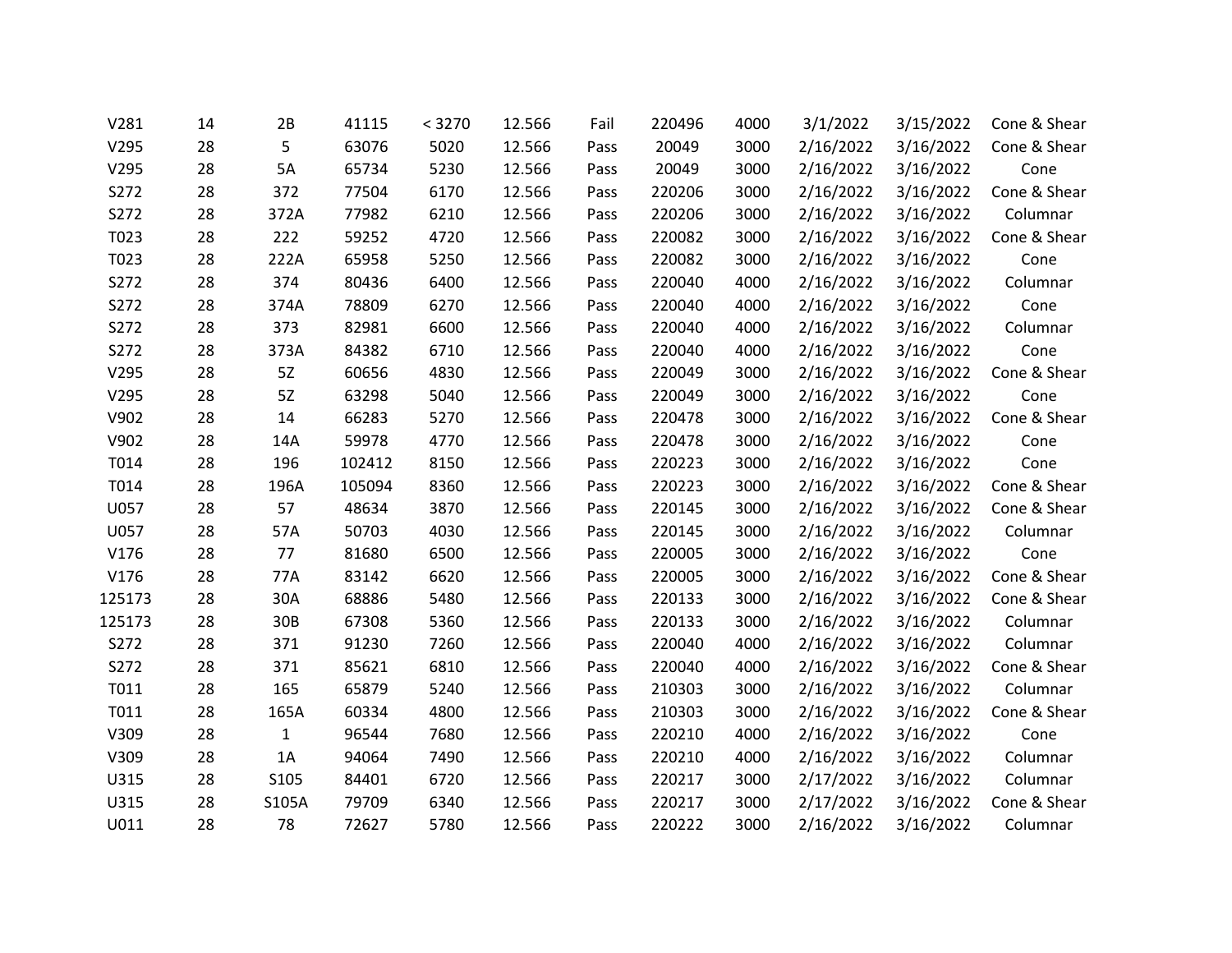| | | | | | | | | | | | |
|---|---|---|---|---|---|---|---|---|---|---|---|
| V281 | 14 | 2B | 41115 | < 3270 | 12.566 | Fail | 220496 | 4000 | 3/1/2022 | 3/15/2022 | Cone & Shear |
| V295 | 28 | 5 | 63076 | 5020 | 12.566 | Pass | 20049 | 3000 | 2/16/2022 | 3/16/2022 | Cone & Shear |
| V295 | 28 | 5A | 65734 | 5230 | 12.566 | Pass | 20049 | 3000 | 2/16/2022 | 3/16/2022 | Cone |
| S272 | 28 | 372 | 77504 | 6170 | 12.566 | Pass | 220206 | 3000 | 2/16/2022 | 3/16/2022 | Cone & Shear |
| S272 | 28 | 372A | 77982 | 6210 | 12.566 | Pass | 220206 | 3000 | 2/16/2022 | 3/16/2022 | Columnar |
| T023 | 28 | 222 | 59252 | 4720 | 12.566 | Pass | 220082 | 3000 | 2/16/2022 | 3/16/2022 | Cone & Shear |
| T023 | 28 | 222A | 65958 | 5250 | 12.566 | Pass | 220082 | 3000 | 2/16/2022 | 3/16/2022 | Cone |
| S272 | 28 | 374 | 80436 | 6400 | 12.566 | Pass | 220040 | 4000 | 2/16/2022 | 3/16/2022 | Columnar |
| S272 | 28 | 374A | 78809 | 6270 | 12.566 | Pass | 220040 | 4000 | 2/16/2022 | 3/16/2022 | Cone |
| S272 | 28 | 373 | 82981 | 6600 | 12.566 | Pass | 220040 | 4000 | 2/16/2022 | 3/16/2022 | Columnar |
| S272 | 28 | 373A | 84382 | 6710 | 12.566 | Pass | 220040 | 4000 | 2/16/2022 | 3/16/2022 | Cone |
| V295 | 28 | 5Z | 60656 | 4830 | 12.566 | Pass | 220049 | 3000 | 2/16/2022 | 3/16/2022 | Cone & Shear |
| V295 | 28 | 5Z | 63298 | 5040 | 12.566 | Pass | 220049 | 3000 | 2/16/2022 | 3/16/2022 | Cone |
| V902 | 28 | 14 | 66283 | 5270 | 12.566 | Pass | 220478 | 3000 | 2/16/2022 | 3/16/2022 | Cone & Shear |
| V902 | 28 | 14A | 59978 | 4770 | 12.566 | Pass | 220478 | 3000 | 2/16/2022 | 3/16/2022 | Cone |
| T014 | 28 | 196 | 102412 | 8150 | 12.566 | Pass | 220223 | 3000 | 2/16/2022 | 3/16/2022 | Cone |
| T014 | 28 | 196A | 105094 | 8360 | 12.566 | Pass | 220223 | 3000 | 2/16/2022 | 3/16/2022 | Cone & Shear |
| U057 | 28 | 57 | 48634 | 3870 | 12.566 | Pass | 220145 | 3000 | 2/16/2022 | 3/16/2022 | Cone & Shear |
| U057 | 28 | 57A | 50703 | 4030 | 12.566 | Pass | 220145 | 3000 | 2/16/2022 | 3/16/2022 | Columnar |
| V176 | 28 | 77 | 81680 | 6500 | 12.566 | Pass | 220005 | 3000 | 2/16/2022 | 3/16/2022 | Cone |
| V176 | 28 | 77A | 83142 | 6620 | 12.566 | Pass | 220005 | 3000 | 2/16/2022 | 3/16/2022 | Cone & Shear |
| 125173 | 28 | 30A | 68886 | 5480 | 12.566 | Pass | 220133 | 3000 | 2/16/2022 | 3/16/2022 | Cone & Shear |
| 125173 | 28 | 30B | 67308 | 5360 | 12.566 | Pass | 220133 | 3000 | 2/16/2022 | 3/16/2022 | Columnar |
| S272 | 28 | 371 | 91230 | 7260 | 12.566 | Pass | 220040 | 4000 | 2/16/2022 | 3/16/2022 | Columnar |
| S272 | 28 | 371 | 85621 | 6810 | 12.566 | Pass | 220040 | 4000 | 2/16/2022 | 3/16/2022 | Cone & Shear |
| T011 | 28 | 165 | 65879 | 5240 | 12.566 | Pass | 210303 | 3000 | 2/16/2022 | 3/16/2022 | Columnar |
| T011 | 28 | 165A | 60334 | 4800 | 12.566 | Pass | 210303 | 3000 | 2/16/2022 | 3/16/2022 | Cone & Shear |
| V309 | 28 | 1 | 96544 | 7680 | 12.566 | Pass | 220210 | 4000 | 2/16/2022 | 3/16/2022 | Cone |
| V309 | 28 | 1A | 94064 | 7490 | 12.566 | Pass | 220210 | 4000 | 2/16/2022 | 3/16/2022 | Columnar |
| U315 | 28 | S105 | 84401 | 6720 | 12.566 | Pass | 220217 | 3000 | 2/17/2022 | 3/16/2022 | Columnar |
| U315 | 28 | S105A | 79709 | 6340 | 12.566 | Pass | 220217 | 3000 | 2/17/2022 | 3/16/2022 | Cone & Shear |
| U011 | 28 | 78 | 72627 | 5780 | 12.566 | Pass | 220222 | 3000 | 2/16/2022 | 3/16/2022 | Columnar |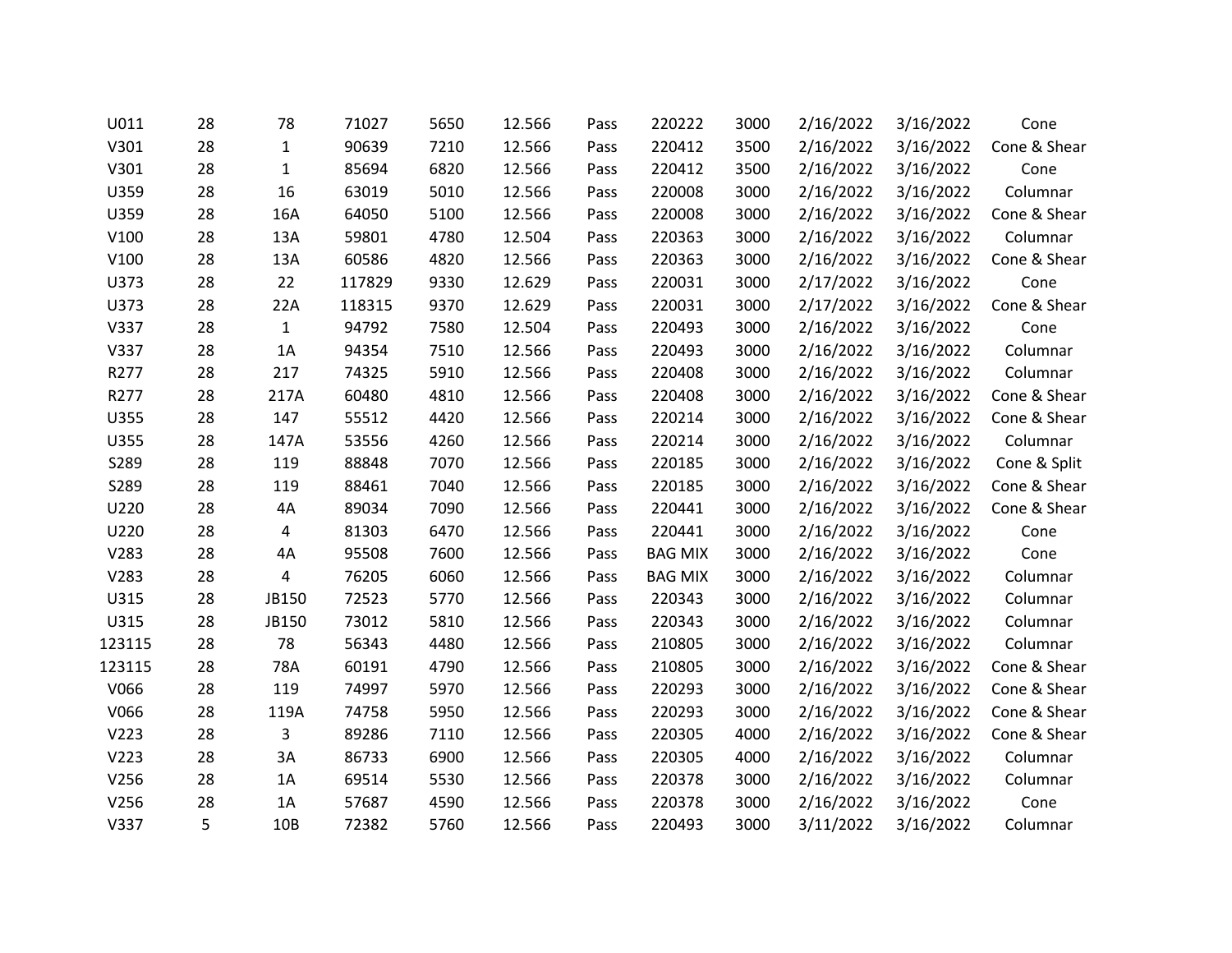| | | | | | | | | | | | |
|---|---|---|---|---|---|---|---|---|---|---|---|
| U011 | 28 | 78 | 71027 | 5650 | 12.566 | Pass | 220222 | 3000 | 2/16/2022 | 3/16/2022 | Cone |
| V301 | 28 | 1 | 90639 | 7210 | 12.566 | Pass | 220412 | 3500 | 2/16/2022 | 3/16/2022 | Cone & Shear |
| V301 | 28 | 1 | 85694 | 6820 | 12.566 | Pass | 220412 | 3500 | 2/16/2022 | 3/16/2022 | Cone |
| U359 | 28 | 16 | 63019 | 5010 | 12.566 | Pass | 220008 | 3000 | 2/16/2022 | 3/16/2022 | Columnar |
| U359 | 28 | 16A | 64050 | 5100 | 12.566 | Pass | 220008 | 3000 | 2/16/2022 | 3/16/2022 | Cone & Shear |
| V100 | 28 | 13A | 59801 | 4780 | 12.504 | Pass | 220363 | 3000 | 2/16/2022 | 3/16/2022 | Columnar |
| V100 | 28 | 13A | 60586 | 4820 | 12.566 | Pass | 220363 | 3000 | 2/16/2022 | 3/16/2022 | Cone & Shear |
| U373 | 28 | 22 | 117829 | 9330 | 12.629 | Pass | 220031 | 3000 | 2/17/2022 | 3/16/2022 | Cone |
| U373 | 28 | 22A | 118315 | 9370 | 12.629 | Pass | 220031 | 3000 | 2/17/2022 | 3/16/2022 | Cone & Shear |
| V337 | 28 | 1 | 94792 | 7580 | 12.504 | Pass | 220493 | 3000 | 2/16/2022 | 3/16/2022 | Cone |
| V337 | 28 | 1A | 94354 | 7510 | 12.566 | Pass | 220493 | 3000 | 2/16/2022 | 3/16/2022 | Columnar |
| R277 | 28 | 217 | 74325 | 5910 | 12.566 | Pass | 220408 | 3000 | 2/16/2022 | 3/16/2022 | Columnar |
| R277 | 28 | 217A | 60480 | 4810 | 12.566 | Pass | 220408 | 3000 | 2/16/2022 | 3/16/2022 | Cone & Shear |
| U355 | 28 | 147 | 55512 | 4420 | 12.566 | Pass | 220214 | 3000 | 2/16/2022 | 3/16/2022 | Cone & Shear |
| U355 | 28 | 147A | 53556 | 4260 | 12.566 | Pass | 220214 | 3000 | 2/16/2022 | 3/16/2022 | Columnar |
| S289 | 28 | 119 | 88848 | 7070 | 12.566 | Pass | 220185 | 3000 | 2/16/2022 | 3/16/2022 | Cone & Split |
| S289 | 28 | 119 | 88461 | 7040 | 12.566 | Pass | 220185 | 3000 | 2/16/2022 | 3/16/2022 | Cone & Shear |
| U220 | 28 | 4A | 89034 | 7090 | 12.566 | Pass | 220441 | 3000 | 2/16/2022 | 3/16/2022 | Cone & Shear |
| U220 | 28 | 4 | 81303 | 6470 | 12.566 | Pass | 220441 | 3000 | 2/16/2022 | 3/16/2022 | Cone |
| V283 | 28 | 4A | 95508 | 7600 | 12.566 | Pass | BAG MIX | 3000 | 2/16/2022 | 3/16/2022 | Cone |
| V283 | 28 | 4 | 76205 | 6060 | 12.566 | Pass | BAG MIX | 3000 | 2/16/2022 | 3/16/2022 | Columnar |
| U315 | 28 | JB150 | 72523 | 5770 | 12.566 | Pass | 220343 | 3000 | 2/16/2022 | 3/16/2022 | Columnar |
| U315 | 28 | JB150 | 73012 | 5810 | 12.566 | Pass | 220343 | 3000 | 2/16/2022 | 3/16/2022 | Columnar |
| 123115 | 28 | 78 | 56343 | 4480 | 12.566 | Pass | 210805 | 3000 | 2/16/2022 | 3/16/2022 | Columnar |
| 123115 | 28 | 78A | 60191 | 4790 | 12.566 | Pass | 210805 | 3000 | 2/16/2022 | 3/16/2022 | Cone & Shear |
| V066 | 28 | 119 | 74997 | 5970 | 12.566 | Pass | 220293 | 3000 | 2/16/2022 | 3/16/2022 | Cone & Shear |
| V066 | 28 | 119A | 74758 | 5950 | 12.566 | Pass | 220293 | 3000 | 2/16/2022 | 3/16/2022 | Cone & Shear |
| V223 | 28 | 3 | 89286 | 7110 | 12.566 | Pass | 220305 | 4000 | 2/16/2022 | 3/16/2022 | Cone & Shear |
| V223 | 28 | 3A | 86733 | 6900 | 12.566 | Pass | 220305 | 4000 | 2/16/2022 | 3/16/2022 | Columnar |
| V256 | 28 | 1A | 69514 | 5530 | 12.566 | Pass | 220378 | 3000 | 2/16/2022 | 3/16/2022 | Columnar |
| V256 | 28 | 1A | 57687 | 4590 | 12.566 | Pass | 220378 | 3000 | 2/16/2022 | 3/16/2022 | Cone |
| V337 | 5 | 10B | 72382 | 5760 | 12.566 | Pass | 220493 | 3000 | 3/11/2022 | 3/16/2022 | Columnar |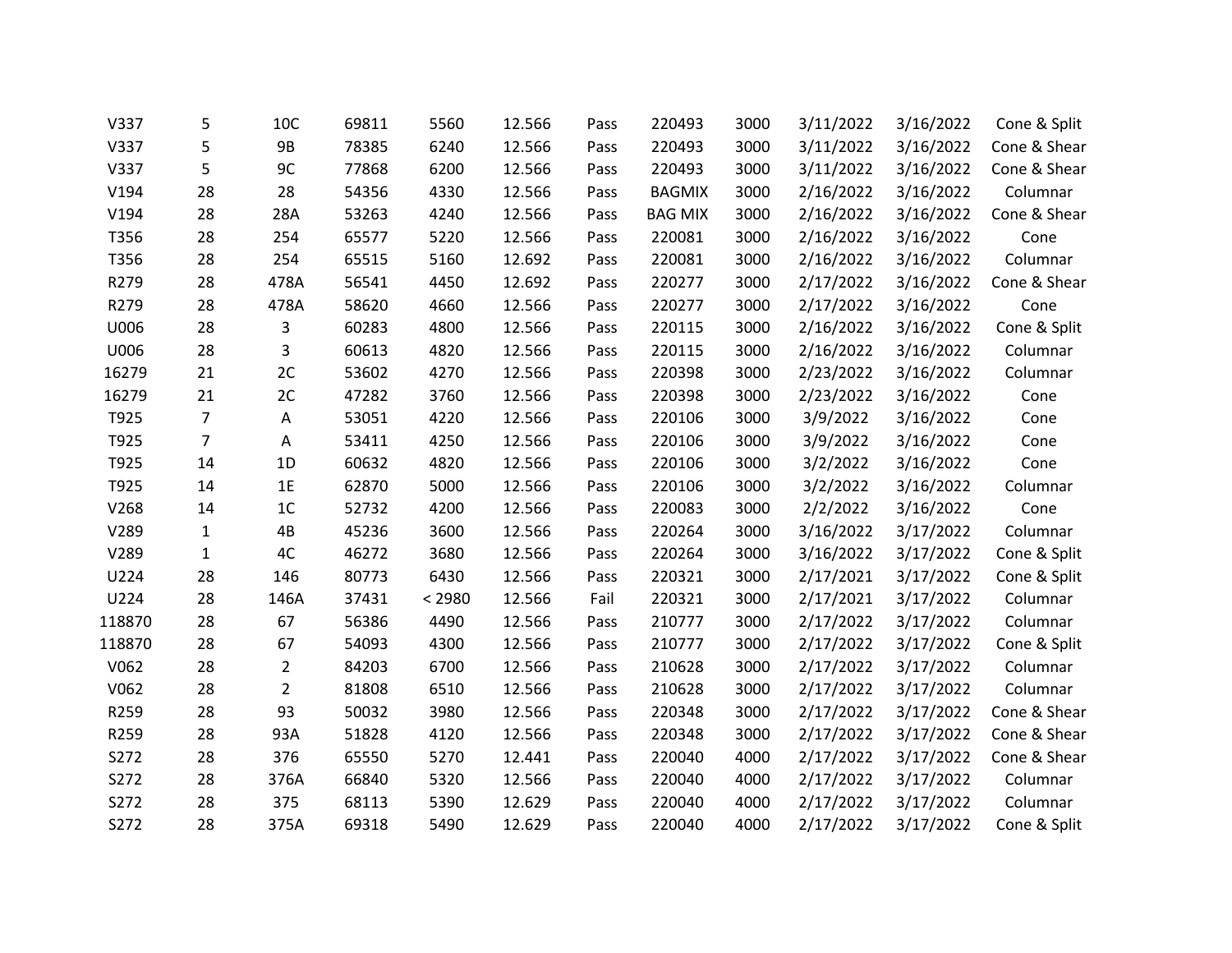| | | | | | | | | | | | |
|---|---|---|---|---|---|---|---|---|---|---|---|
| V337 | 5 | 10C | 69811 | 5560 | 12.566 | Pass | 220493 | 3000 | 3/11/2022 | 3/16/2022 | Cone & Split |
| V337 | 5 | 9B | 78385 | 6240 | 12.566 | Pass | 220493 | 3000 | 3/11/2022 | 3/16/2022 | Cone & Shear |
| V337 | 5 | 9C | 77868 | 6200 | 12.566 | Pass | 220493 | 3000 | 3/11/2022 | 3/16/2022 | Cone & Shear |
| V194 | 28 | 28 | 54356 | 4330 | 12.566 | Pass | BAGMIX | 3000 | 2/16/2022 | 3/16/2022 | Columnar |
| V194 | 28 | 28A | 53263 | 4240 | 12.566 | Pass | BAG MIX | 3000 | 2/16/2022 | 3/16/2022 | Cone & Shear |
| T356 | 28 | 254 | 65577 | 5220 | 12.566 | Pass | 220081 | 3000 | 2/16/2022 | 3/16/2022 | Cone |
| T356 | 28 | 254 | 65515 | 5160 | 12.692 | Pass | 220081 | 3000 | 2/16/2022 | 3/16/2022 | Columnar |
| R279 | 28 | 478A | 56541 | 4450 | 12.692 | Pass | 220277 | 3000 | 2/17/2022 | 3/16/2022 | Cone & Shear |
| R279 | 28 | 478A | 58620 | 4660 | 12.566 | Pass | 220277 | 3000 | 2/17/2022 | 3/16/2022 | Cone |
| U006 | 28 | 3 | 60283 | 4800 | 12.566 | Pass | 220115 | 3000 | 2/16/2022 | 3/16/2022 | Cone & Split |
| U006 | 28 | 3 | 60613 | 4820 | 12.566 | Pass | 220115 | 3000 | 2/16/2022 | 3/16/2022 | Columnar |
| 16279 | 21 | 2C | 53602 | 4270 | 12.566 | Pass | 220398 | 3000 | 2/23/2022 | 3/16/2022 | Columnar |
| 16279 | 21 | 2C | 47282 | 3760 | 12.566 | Pass | 220398 | 3000 | 2/23/2022 | 3/16/2022 | Cone |
| T925 | 7 | A | 53051 | 4220 | 12.566 | Pass | 220106 | 3000 | 3/9/2022 | 3/16/2022 | Cone |
| T925 | 7 | A | 53411 | 4250 | 12.566 | Pass | 220106 | 3000 | 3/9/2022 | 3/16/2022 | Cone |
| T925 | 14 | 1D | 60632 | 4820 | 12.566 | Pass | 220106 | 3000 | 3/2/2022 | 3/16/2022 | Cone |
| T925 | 14 | 1E | 62870 | 5000 | 12.566 | Pass | 220106 | 3000 | 3/2/2022 | 3/16/2022 | Columnar |
| V268 | 14 | 1C | 52732 | 4200 | 12.566 | Pass | 220083 | 3000 | 2/2/2022 | 3/16/2022 | Cone |
| V289 | 1 | 4B | 45236 | 3600 | 12.566 | Pass | 220264 | 3000 | 3/16/2022 | 3/17/2022 | Columnar |
| V289 | 1 | 4C | 46272 | 3680 | 12.566 | Pass | 220264 | 3000 | 3/16/2022 | 3/17/2022 | Cone & Split |
| U224 | 28 | 146 | 80773 | 6430 | 12.566 | Pass | 220321 | 3000 | 2/17/2021 | 3/17/2022 | Cone & Split |
| U224 | 28 | 146A | 37431 | < 2980 | 12.566 | Fail | 220321 | 3000 | 2/17/2021 | 3/17/2022 | Columnar |
| 118870 | 28 | 67 | 56386 | 4490 | 12.566 | Pass | 210777 | 3000 | 2/17/2022 | 3/17/2022 | Columnar |
| 118870 | 28 | 67 | 54093 | 4300 | 12.566 | Pass | 210777 | 3000 | 2/17/2022 | 3/17/2022 | Cone & Split |
| V062 | 28 | 2 | 84203 | 6700 | 12.566 | Pass | 210628 | 3000 | 2/17/2022 | 3/17/2022 | Columnar |
| V062 | 28 | 2 | 81808 | 6510 | 12.566 | Pass | 210628 | 3000 | 2/17/2022 | 3/17/2022 | Columnar |
| R259 | 28 | 93 | 50032 | 3980 | 12.566 | Pass | 220348 | 3000 | 2/17/2022 | 3/17/2022 | Cone & Shear |
| R259 | 28 | 93A | 51828 | 4120 | 12.566 | Pass | 220348 | 3000 | 2/17/2022 | 3/17/2022 | Cone & Shear |
| S272 | 28 | 376 | 65550 | 5270 | 12.441 | Pass | 220040 | 4000 | 2/17/2022 | 3/17/2022 | Cone & Shear |
| S272 | 28 | 376A | 66840 | 5320 | 12.566 | Pass | 220040 | 4000 | 2/17/2022 | 3/17/2022 | Columnar |
| S272 | 28 | 375 | 68113 | 5390 | 12.629 | Pass | 220040 | 4000 | 2/17/2022 | 3/17/2022 | Columnar |
| S272 | 28 | 375A | 69318 | 5490 | 12.629 | Pass | 220040 | 4000 | 2/17/2022 | 3/17/2022 | Cone & Split |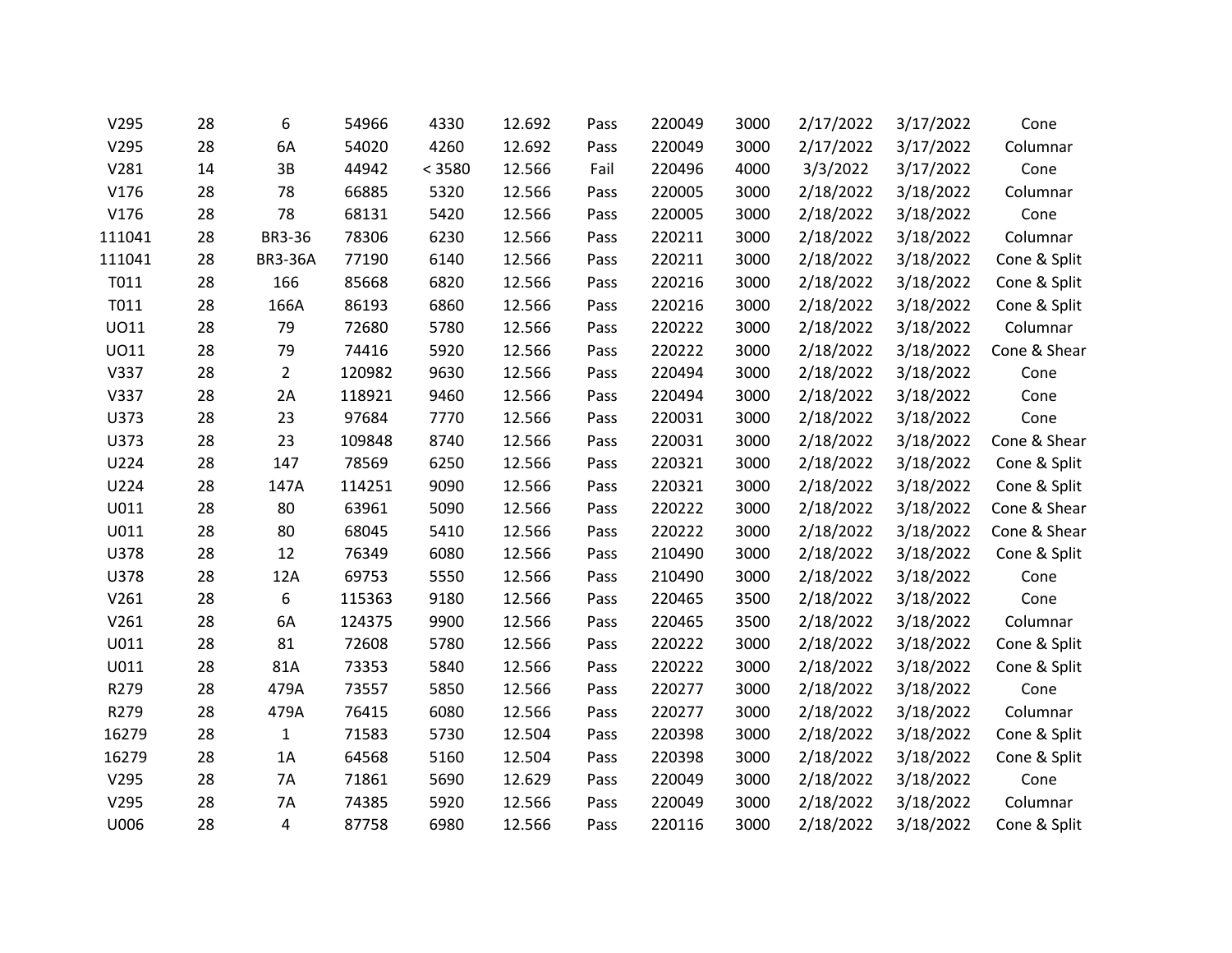| | | | | | | | | | | | |
|---|---|---|---|---|---|---|---|---|---|---|---|
| V295 | 28 | 6 | 54966 | 4330 | 12.692 | Pass | 220049 | 3000 | 2/17/2022 | 3/17/2022 | Cone |
| V295 | 28 | 6A | 54020 | 4260 | 12.692 | Pass | 220049 | 3000 | 2/17/2022 | 3/17/2022 | Columnar |
| V281 | 14 | 3B | 44942 | < 3580 | 12.566 | Fail | 220496 | 4000 | 3/3/2022 | 3/17/2022 | Cone |
| V176 | 28 | 78 | 66885 | 5320 | 12.566 | Pass | 220005 | 3000 | 2/18/2022 | 3/18/2022 | Columnar |
| V176 | 28 | 78 | 68131 | 5420 | 12.566 | Pass | 220005 | 3000 | 2/18/2022 | 3/18/2022 | Cone |
| 111041 | 28 | BR3-36 | 78306 | 6230 | 12.566 | Pass | 220211 | 3000 | 2/18/2022 | 3/18/2022 | Columnar |
| 111041 | 28 | BR3-36A | 77190 | 6140 | 12.566 | Pass | 220211 | 3000 | 2/18/2022 | 3/18/2022 | Cone & Split |
| T011 | 28 | 166 | 85668 | 6820 | 12.566 | Pass | 220216 | 3000 | 2/18/2022 | 3/18/2022 | Cone & Split |
| T011 | 28 | 166A | 86193 | 6860 | 12.566 | Pass | 220216 | 3000 | 2/18/2022 | 3/18/2022 | Cone & Split |
| UO11 | 28 | 79 | 72680 | 5780 | 12.566 | Pass | 220222 | 3000 | 2/18/2022 | 3/18/2022 | Columnar |
| UO11 | 28 | 79 | 74416 | 5920 | 12.566 | Pass | 220222 | 3000 | 2/18/2022 | 3/18/2022 | Cone & Shear |
| V337 | 28 | 2 | 120982 | 9630 | 12.566 | Pass | 220494 | 3000 | 2/18/2022 | 3/18/2022 | Cone |
| V337 | 28 | 2A | 118921 | 9460 | 12.566 | Pass | 220494 | 3000 | 2/18/2022 | 3/18/2022 | Cone |
| U373 | 28 | 23 | 97684 | 7770 | 12.566 | Pass | 220031 | 3000 | 2/18/2022 | 3/18/2022 | Cone |
| U373 | 28 | 23 | 109848 | 8740 | 12.566 | Pass | 220031 | 3000 | 2/18/2022 | 3/18/2022 | Cone & Shear |
| U224 | 28 | 147 | 78569 | 6250 | 12.566 | Pass | 220321 | 3000 | 2/18/2022 | 3/18/2022 | Cone & Split |
| U224 | 28 | 147A | 114251 | 9090 | 12.566 | Pass | 220321 | 3000 | 2/18/2022 | 3/18/2022 | Cone & Split |
| U011 | 28 | 80 | 63961 | 5090 | 12.566 | Pass | 220222 | 3000 | 2/18/2022 | 3/18/2022 | Cone & Shear |
| U011 | 28 | 80 | 68045 | 5410 | 12.566 | Pass | 220222 | 3000 | 2/18/2022 | 3/18/2022 | Cone & Shear |
| U378 | 28 | 12 | 76349 | 6080 | 12.566 | Pass | 210490 | 3000 | 2/18/2022 | 3/18/2022 | Cone & Split |
| U378 | 28 | 12A | 69753 | 5550 | 12.566 | Pass | 210490 | 3000 | 2/18/2022 | 3/18/2022 | Cone |
| V261 | 28 | 6 | 115363 | 9180 | 12.566 | Pass | 220465 | 3500 | 2/18/2022 | 3/18/2022 | Cone |
| V261 | 28 | 6A | 124375 | 9900 | 12.566 | Pass | 220465 | 3500 | 2/18/2022 | 3/18/2022 | Columnar |
| U011 | 28 | 81 | 72608 | 5780 | 12.566 | Pass | 220222 | 3000 | 2/18/2022 | 3/18/2022 | Cone & Split |
| U011 | 28 | 81A | 73353 | 5840 | 12.566 | Pass | 220222 | 3000 | 2/18/2022 | 3/18/2022 | Cone & Split |
| R279 | 28 | 479A | 73557 | 5850 | 12.566 | Pass | 220277 | 3000 | 2/18/2022 | 3/18/2022 | Cone |
| R279 | 28 | 479A | 76415 | 6080 | 12.566 | Pass | 220277 | 3000 | 2/18/2022 | 3/18/2022 | Columnar |
| 16279 | 28 | 1 | 71583 | 5730 | 12.504 | Pass | 220398 | 3000 | 2/18/2022 | 3/18/2022 | Cone & Split |
| 16279 | 28 | 1A | 64568 | 5160 | 12.504 | Pass | 220398 | 3000 | 2/18/2022 | 3/18/2022 | Cone & Split |
| V295 | 28 | 7A | 71861 | 5690 | 12.629 | Pass | 220049 | 3000 | 2/18/2022 | 3/18/2022 | Cone |
| V295 | 28 | 7A | 74385 | 5920 | 12.566 | Pass | 220049 | 3000 | 2/18/2022 | 3/18/2022 | Columnar |
| U006 | 28 | 4 | 87758 | 6980 | 12.566 | Pass | 220116 | 3000 | 2/18/2022 | 3/18/2022 | Cone & Split |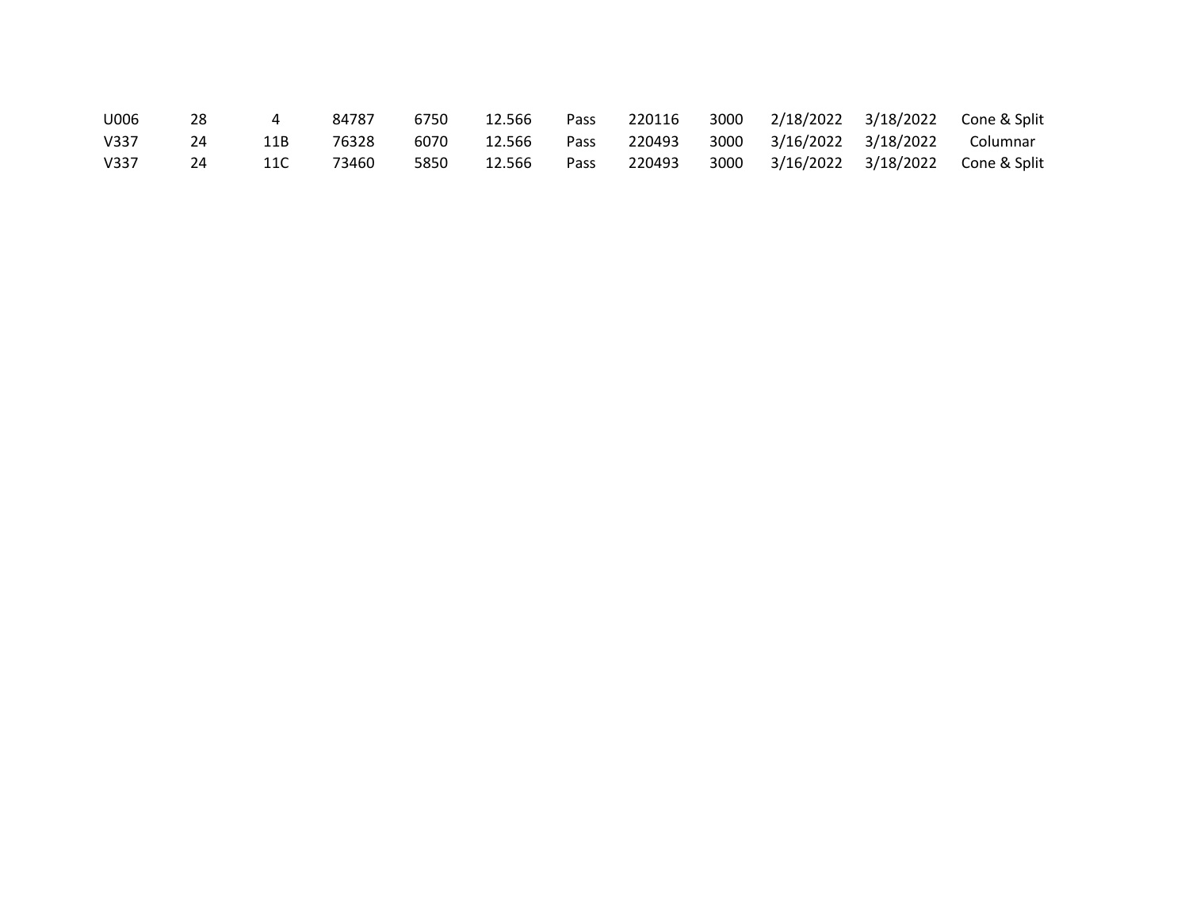| | | | | | | | | | | | |
|---|---|---|---|---|---|---|---|---|---|---|---|
| U006 | 28 | 4 | 84787 | 6750 | 12.566 | Pass | 220116 | 3000 | 2/18/2022 | 3/18/2022 | Cone & Split |
| V337 | 24 | 11B | 76328 | 6070 | 12.566 | Pass | 220493 | 3000 | 3/16/2022 | 3/18/2022 | Columnar |
| V337 | 24 | 11C | 73460 | 5850 | 12.566 | Pass | 220493 | 3000 | 3/16/2022 | 3/18/2022 | Cone & Split |